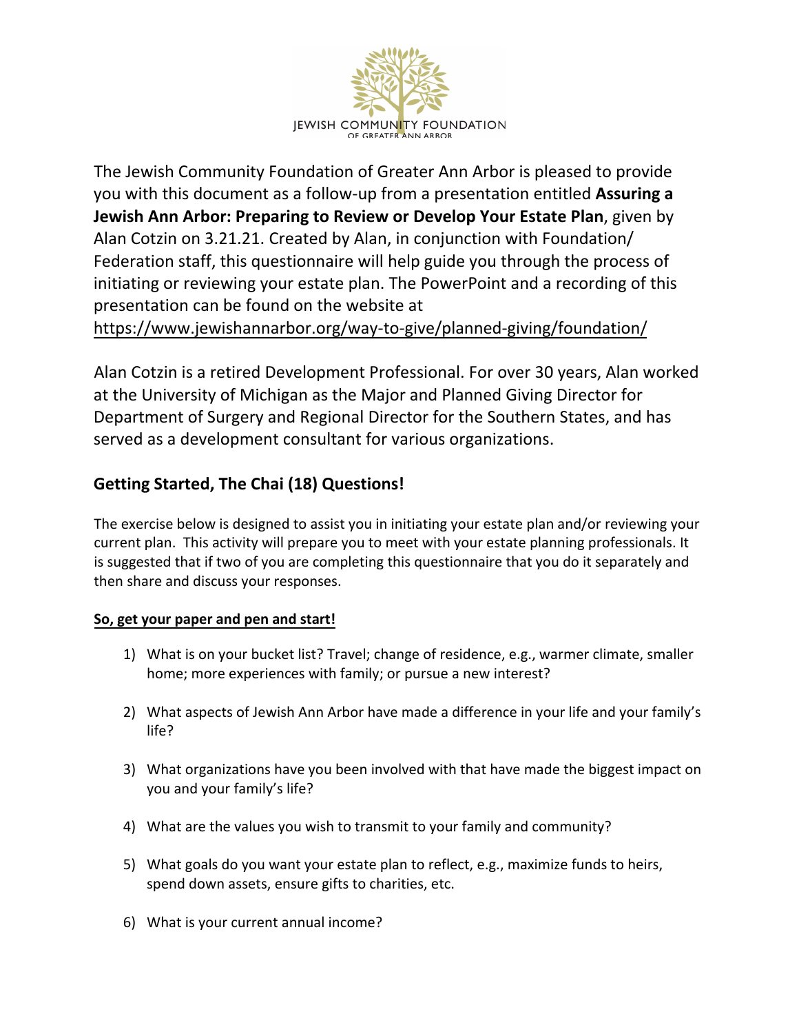JEWISH COMMUNITY FOUNDATION
OF GREATER ANN ARBOR

The Jewish Community Foundation of Greater Ann Arbor is pleased to provide you with this document as a follow-up from a presentation entitled **Assuring a Jewish Ann Arbor: Preparing to Review or Develop Your Estate Plan**, given by Alan Cotzin on 3.21.21. Created by Alan, in conjunction with Foundation/ Federation staff, this questionnaire will help guide you through the process of initiating or reviewing your estate plan. The PowerPoint and a recording of this presentation can be found on the website at https://www.jewishannarbor.org/way-to-give/planned-giving/foundation/

Alan Cotzin is a retired Development Professional. For over 30 years, Alan worked at the University of Michigan as the Major and Planned Giving Director for Department of Surgery and Regional Director for the Southern States, and has served as a development consultant for various organizations.

## Getting Started, The Chai (18) Questions!

The exercise below is designed to assist you in initiating your estate plan and/or reviewing your current plan. This activity will prepare you to meet with your estate planning professionals. It is suggested that if two of you are completing this questionnaire that you do it separately and then share and discuss your responses.

**So, get your paper and pen and start!**

1) What is on your bucket list? Travel; change of residence, e.g., warmer climate, smaller home; more experiences with family; or pursue a new interest?

2) What aspects of Jewish Ann Arbor have made a difference in your life and your family's life?

3) What organizations have you been involved with that have made the biggest impact on you and your family's life?

4) What are the values you wish to transmit to your family and community?

5) What goals do you want your estate plan to reflect, e.g., maximize funds to heirs, spend down assets, ensure gifts to charities, etc.

6) What is your current annual income?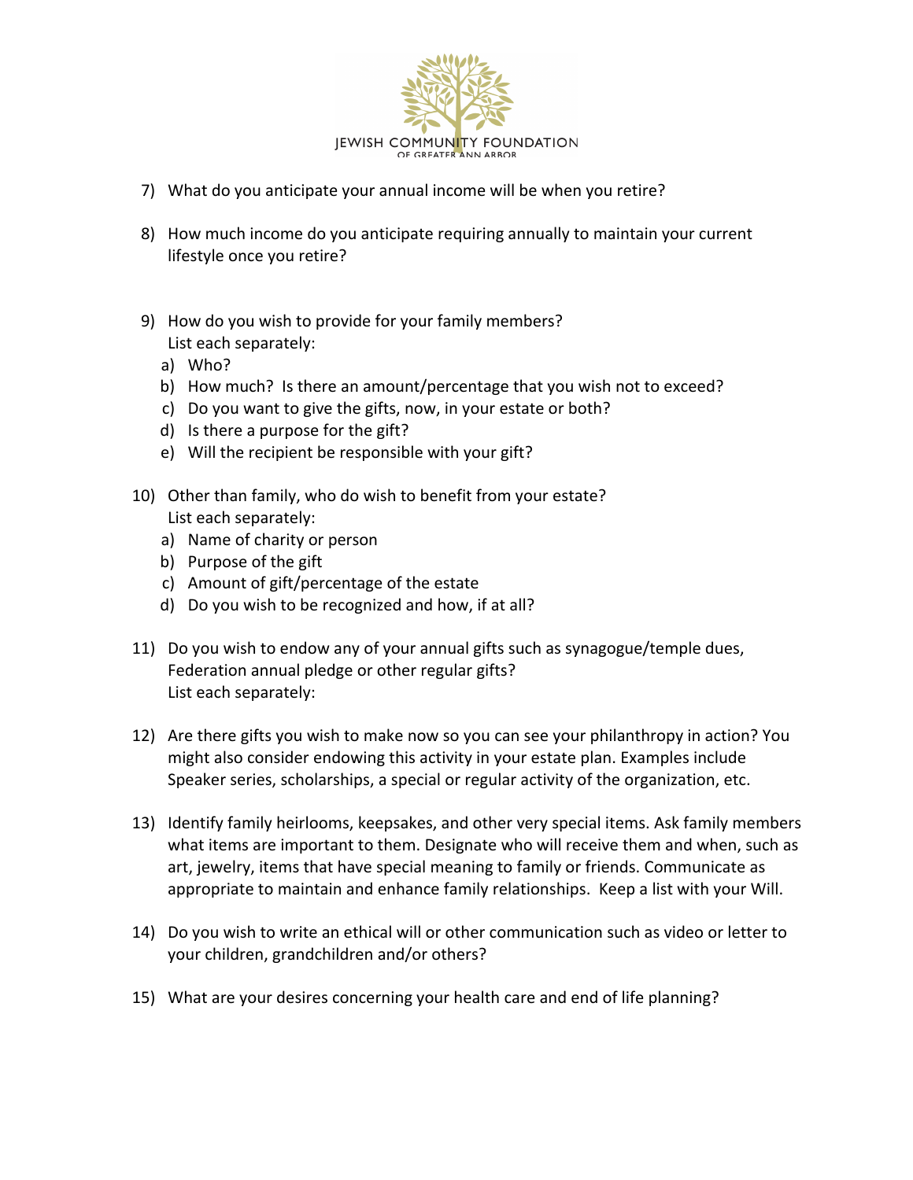7) What do you anticipate your annual income will be when you retire?

8) How much income do you anticipate requiring annually to maintain your current lifestyle once you retire?

9) How do you wish to provide for your family members?
   List each separately:
   a) Who?
   b) How much? Is there an amount/percentage that you wish not to exceed?
   c) Do you want to give the gifts, now, in your estate or both?
   d) Is there a purpose for the gift?
   e) Will the recipient be responsible with your gift?

10) Other than family, who do wish to benefit from your estate?
    List each separately:
    a) Name of charity or person
    b) Purpose of the gift
    c) Amount of gift/percentage of the estate
    d) Do you wish to be recognized and how, if at all?

11) Do you wish to endow any of your annual gifts such as synagogue/temple dues, Federation annual pledge or other regular gifts?
    List each separately:

12) Are there gifts you wish to make now so you can see your philanthropy in action? You might also consider endowing this activity in your estate plan. Examples include Speaker series, scholarships, a special or regular activity of the organization, etc.

13) Identify family heirlooms, keepsakes, and other very special items. Ask family members what items are important to them. Designate who will receive them and when, such as art, jewelry, items that have special meaning to family or friends. Communicate as appropriate to maintain and enhance family relationships. Keep a list with your Will.

14) Do you wish to write an ethical will or other communication such as video or letter to your children, grandchildren and/or others?

15) What are your desires concerning your health care and end of life planning?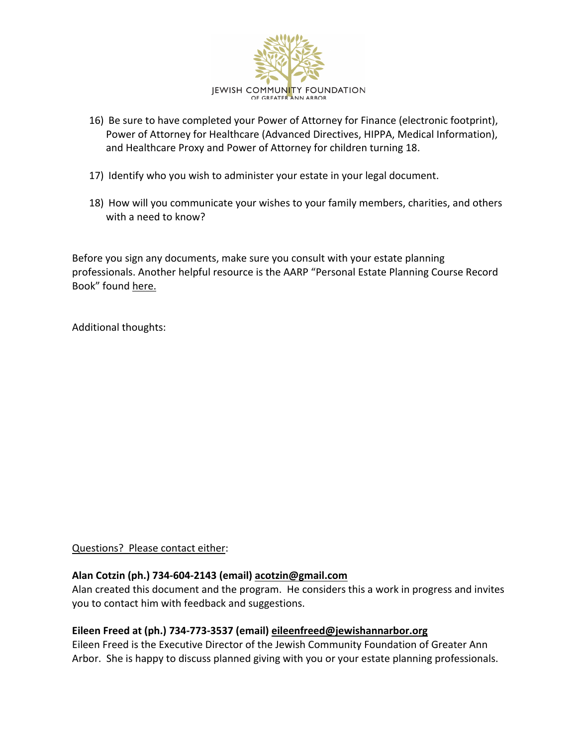16) Be sure to have completed your Power of Attorney for Finance (electronic footprint), Power of Attorney for Healthcare (Advanced Directives, HIPPA, Medical Information), and Healthcare Proxy and Power of Attorney for children turning 18.

17) Identify who you wish to administer your estate in your legal document.

18) How will you communicate your wishes to your family members, charities, and others with a need to know?

Before you sign any documents, make sure you consult with your estate planning professionals. Another helpful resource is the AARP "Personal Estate Planning Course Record Book" found here.

Additional thoughts:

Questions? Please contact either:

**Alan Cotzin (ph.) 734-604-2143 (email) acotzin@gmail.com**
Alan created this document and the program. He considers this a work in progress and invites you to contact him with feedback and suggestions.

**Eileen Freed at (ph.) 734-773-3537 (email) eileenfreed@jewishannarbor.org**
Eileen Freed is the Executive Director of the Jewish Community Foundation of Greater Ann Arbor. She is happy to discuss planned giving with you or your estate planning professionals.